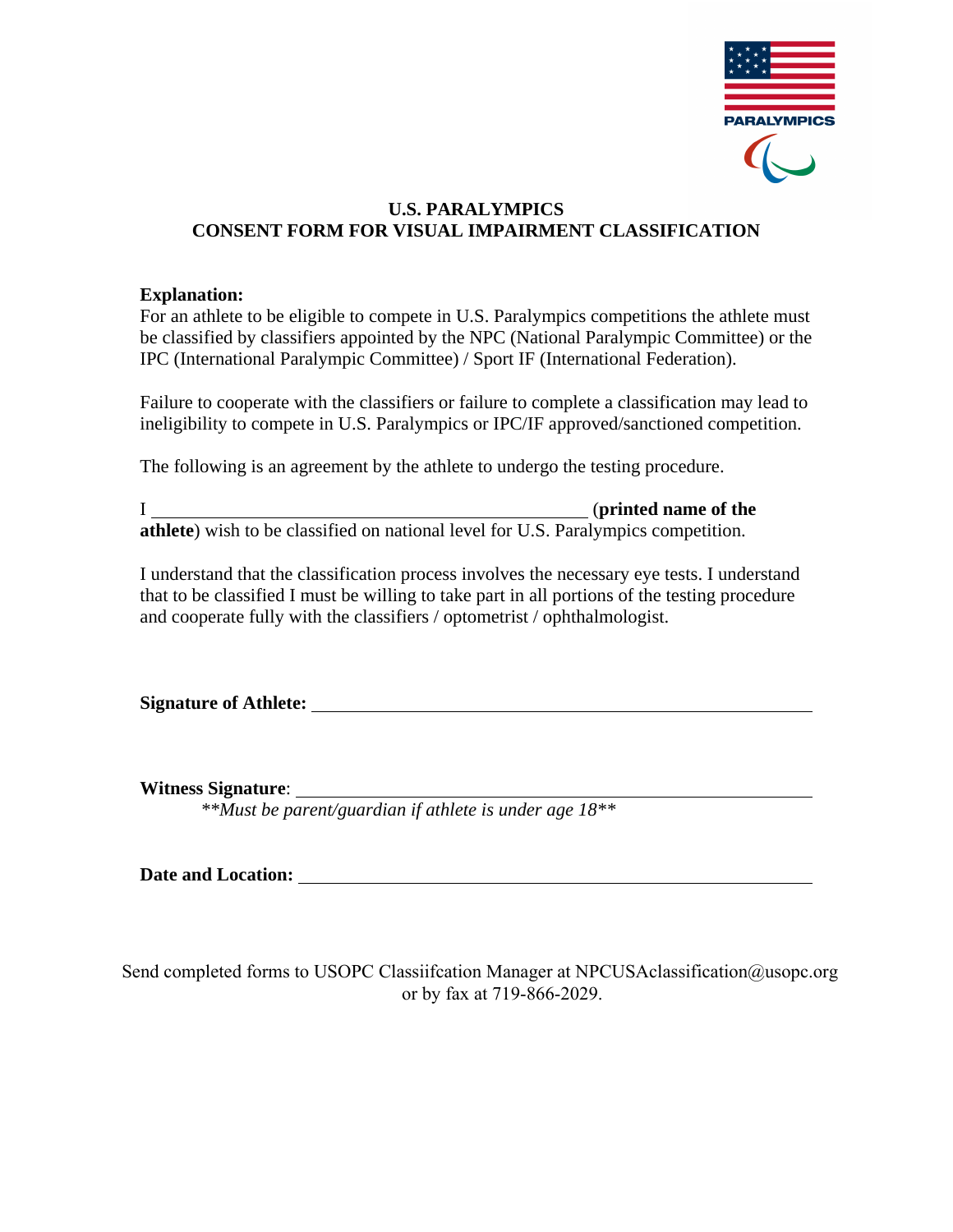# U.S. PARALYMPICS
# CONSENT FORM FOR VISUAL IMPAIRMENT CLASSIFICATION

**Explanation:**
For an athlete to be eligible to compete in U.S. Paralympics competitions the athlete must be classified by classifiers appointed by the NPC (National Paralympic Committee) or the IPC (International Paralympic Committee) / Sport IF (International Federation).

Failure to cooperate with the classifiers or failure to complete a classification may lead to ineligibility to compete in U.S. Paralympics or IPC/IF approved/sanctioned competition.

The following is an agreement by the athlete to undergo the testing procedure.

I \_\_\_\_\_\_\_\_\_\_\_\_\_\_\_\_\_\_\_\_\_\_\_\_\_\_\_\_\_\_\_\_\_\_\_\_\_\_\_\_ (**printed name of the athlete**) wish to be classified on national level for U.S. Paralympics competition.

I understand that the classification process involves the necessary eye tests. I understand that to be classified I must be willing to take part in all portions of the testing procedure and cooperate fully with the classifiers / optometrist / ophthalmologist.

**Signature of Athlete:** \_\_\_\_\_\_\_\_\_\_\_\_\_\_\_\_\_\_\_\_\_\_\_\_\_\_\_\_\_\_\_\_\_\_\_\_\_\_\_\_

**Witness Signature**: \_\_\_\_\_\_\_\_\_\_\_\_\_\_\_\_\_\_\_\_\_\_\_\_\_\_\_\_\_\_\_\_\_\_\_\_\_\_\_\_

*\*\*Must be parent/guardian if athlete is under age 18\*\**

**Date and Location:** \_\_\_\_\_\_\_\_\_\_\_\_\_\_\_\_\_\_\_\_\_\_\_\_\_\_\_\_\_\_\_\_\_\_\_\_\_\_\_\_

Send completed forms to USOPC Classiifcation Manager at NPCUSAclassification@usopc.org or by fax at 719-866-2029.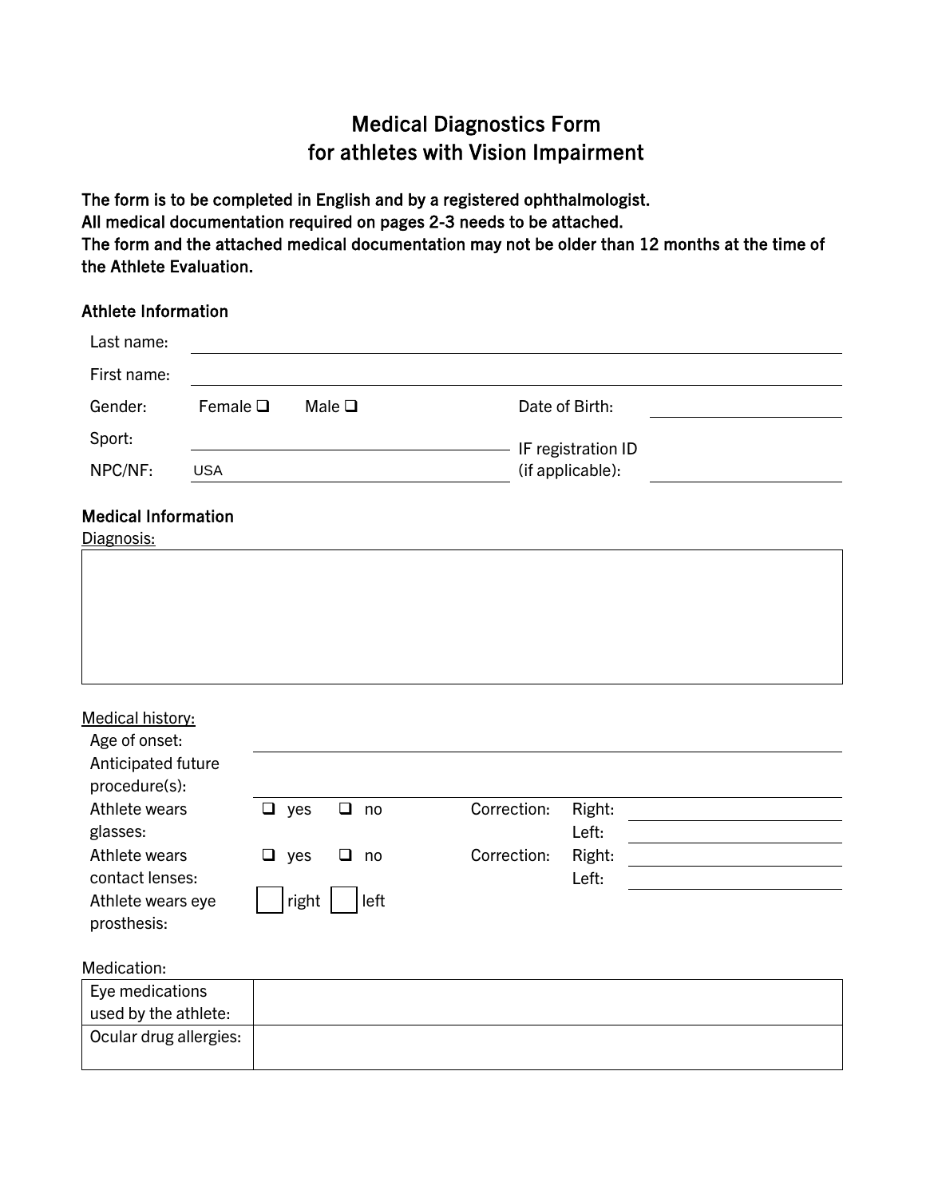# Medical Diagnostics Form
## for athletes with Vision Impairment

**The form is to be completed in English and by a registered ophthalmologist.**
**All medical documentation required on pages 2-3 needs to be attached.**
**The form and the attached medical documentation may not be older than 12 months at the time of the Athlete Evaluation.**

### Athlete Information

Last name: ______________________________

First name: ______________________________

Gender: Female ❑ Male ❑ Date of Birth: ______________

Sport: ______________________________ IF registration ID (if applicable): ______________

NPC/NF: USA

### Medical Information

Diagnosis:

| |
|---|
| |

Medical history:

Age of onset: ______________________________

Anticipated future procedure(s): ______________________________

Athlete wears glasses: ❑ yes ❑ no Correction: Right: ______________ Left: ______________

Athlete wears contact lenses: ❑ yes ❑ no Correction: Right: ______________ Left: ______________

Athlete wears eye prosthesis: ☐ right ☐ left

Medication:

| | |
|---|---|
| Eye medications used by the athlete: | |
| Ocular drug allergies: | |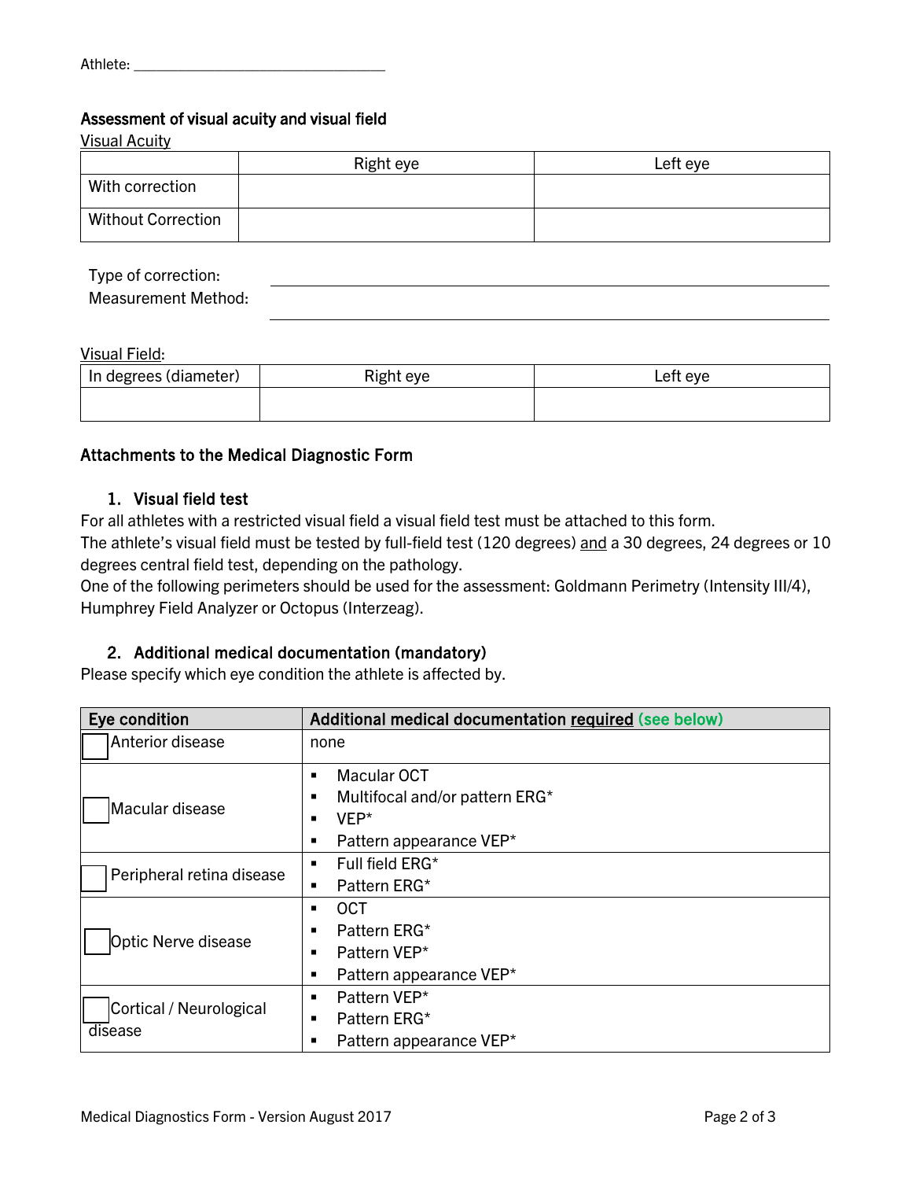Athlete: ___________________________

## Assessment of visual acuity and visual field

Visual Acuity

| | Right eye | Left eye |
|---|---|---|
| With correction | | |
| Without Correction | | |

Type of correction: ___________________________

Measurement Method: ___________________________

Visual Field:

| In degrees (diameter) | Right eye | Left eye |
|---|---|---|
| | | |

## Attachments to the Medical Diagnostic Form

### 1. Visual field test

For all athletes with a restricted visual field a visual field test must be attached to this form.
The athlete's visual field must be tested by full-field test (120 degrees) and a 30 degrees, 24 degrees or 10 degrees central field test, depending on the pathology.
One of the following perimeters should be used for the assessment: Goldmann Perimetry (Intensity III/4), Humphrey Field Analyzer or Octopus (Interzeag).

### 2. Additional medical documentation (mandatory)

Please specify which eye condition the athlete is affected by.

| Eye condition | Additional medical documentation required (see below) |
|---|---|
| ☐ Anterior disease | none |
| ☐ Macular disease | ▪ Macular OCT<br>▪ Multifocal and/or pattern ERG*<br>▪ VEP*<br>▪ Pattern appearance VEP* |
| ☐ Peripheral retina disease | ▪ Full field ERG*<br>▪ Pattern ERG* |
| ☐ Optic Nerve disease | ▪ OCT<br>▪ Pattern ERG*<br>▪ Pattern VEP*<br>▪ Pattern appearance VEP* |
| ☐ Cortical / Neurological disease | ▪ Pattern VEP*<br>▪ Pattern ERG*<br>▪ Pattern appearance VEP* |

Medical Diagnostics Form - Version August 2017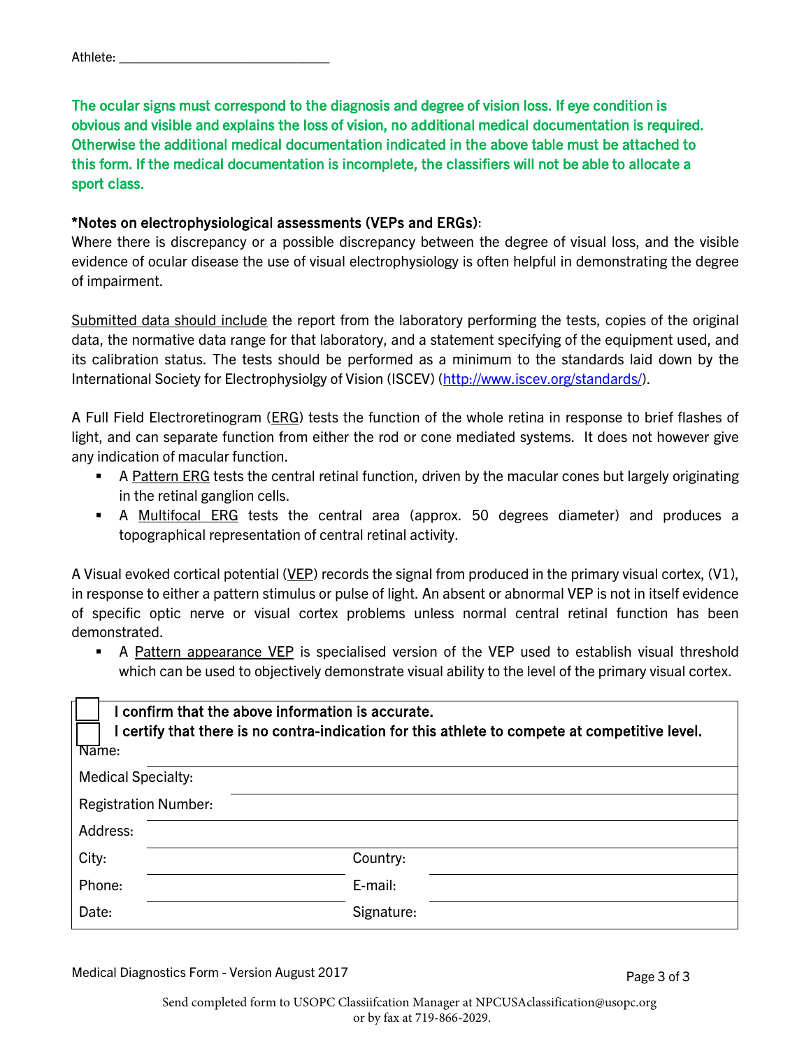Athlete: ______________________________

**The ocular signs must correspond to the diagnosis and degree of vision loss. If eye condition is obvious and visible and explains the loss of vision, no additional medical documentation is required. Otherwise the additional medical documentation indicated in the above table must be attached to this form. If the medical documentation is incomplete, the classifiers will not be able to allocate a sport class.**

*Notes on electrophysiological assessments (VEPs and ERGs):

Where there is discrepancy or a possible discrepancy between the degree of visual loss, and the visible evidence of ocular disease the use of visual electrophysiology is often helpful in demonstrating the degree of impairment.

Submitted data should include the report from the laboratory performing the tests, copies of the original data, the normative data range for that laboratory, and a statement specifying of the equipment used, and its calibration status. The tests should be performed as a minimum to the standards laid down by the International Society for Electrophysiolgy of Vision (ISCEV) (http://www.iscev.org/standards/).

A Full Field Electroretinogram (ERG) tests the function of the whole retina in response to brief flashes of light, and can separate function from either the rod or cone mediated systems. It does not however give any indication of macular function.

- A Pattern ERG tests the central retinal function, driven by the macular cones but largely originating in the retinal ganglion cells.
- A Multifocal ERG tests the central area (approx. 50 degrees diameter) and produces a topographical representation of central retinal activity.

A Visual evoked cortical potential (VEP) records the signal from produced in the primary visual cortex, (V1), in response to either a pattern stimulus or pulse of light. An absent or abnormal VEP is not in itself evidence of specific optic nerve or visual cortex problems unless normal central retinal function has been demonstrated.

- A Pattern appearance VEP is specialised version of the VEP used to establish visual threshold which can be used to objectively demonstrate visual ability to the level of the primary visual cortex.

☐ **I confirm that the above information is accurate.**

☐ **I certify that there is no contra-indication for this athlete to compete at competitive level.**

| | | | |
|---|---|---|---|
| Name: | | | |
| Medical Specialty: | | | |
| Registration Number: | | | |
| Address: | | | |
| City: | | Country: | |
| Phone: | | E-mail: | |
| Date: | | Signature: | |

Medical Diagnostics Form - Version August 2017

Send completed form to USOPC Classiifcation Manager at NPCUSAclassification@usopc.org
or by fax at 719-866-2029.